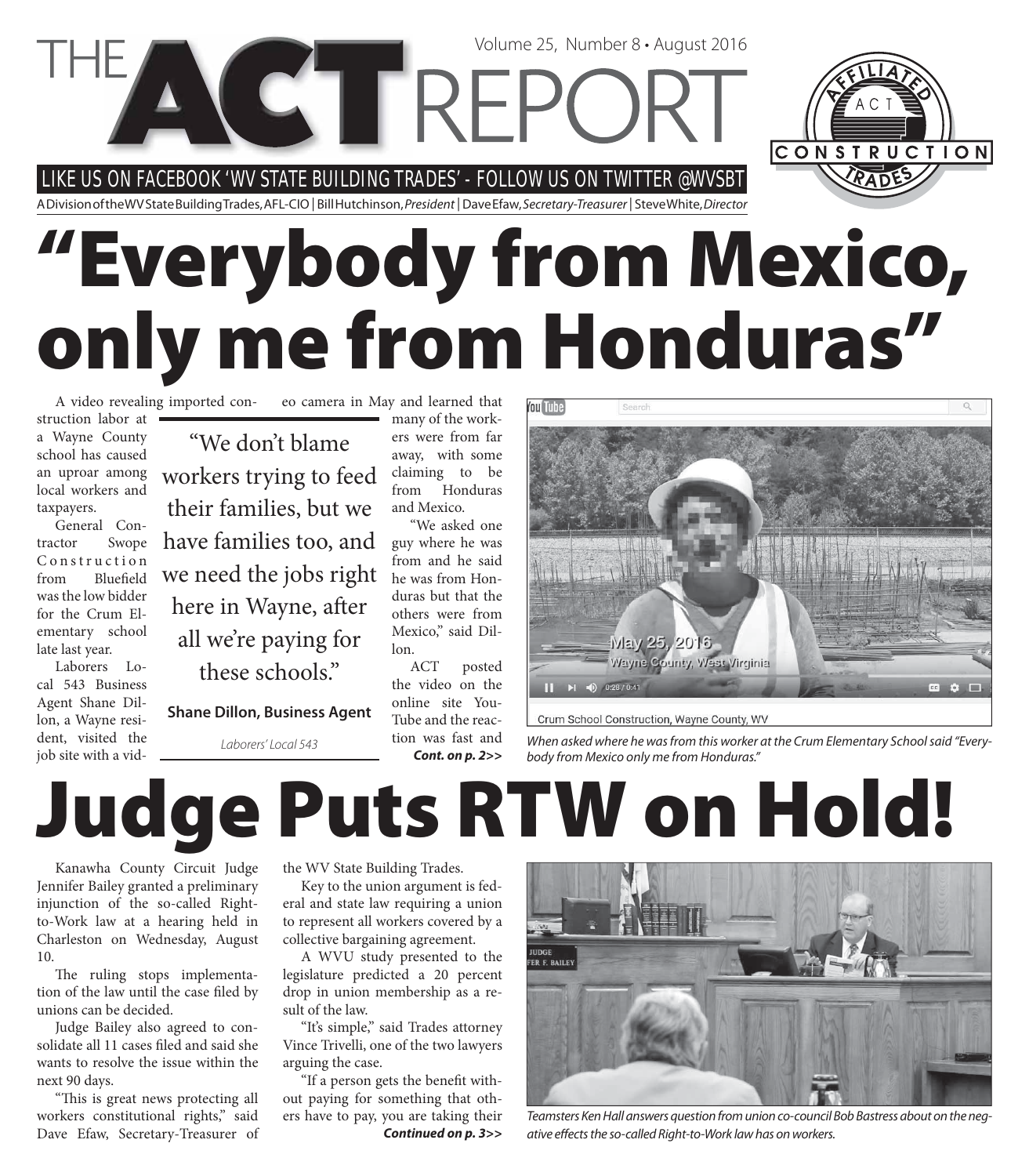# THE ACT REPORT

Volume 25, Number 8 • August 2016

LIKE US ON FACEBOOK 'WV STATE BUILDING TRADES' - FOLLOW US ON TWITTER @WVSBT

A Division of the WV State Building Trades, AFL-CIO | Bill Hutchinson, *President* | Dave Efaw, *Secretary-Treasurer* | Steve White, *Director*

# "Everybody from Mexico, only me from Honduras"

A video revealing imported construction labor at a Wayne County school has caused an uproar among local workers and taxpayers.

General Contractor Swope Construction from Bluefield was the low bidder for the Crum Elementary school late last year.

Laborers Local 543 Business Agent Shane Dillon, a Wayne resident, visited the job site with a video camera in May and learned that many of the workers were from far away, with some claiming to be from Honduras and Mexico.

> "We don't blame workers trying to feed their families, but we have families too, and we need the jobs right here in Wayne, after all we're paying for these schools."
>
> **Shane Dillon, Business Agent**
>
> *Laborers' Local 543*

"We asked one guy where he was from and he said he was from Honduras but that the others were from Mexico," said Dillon.

ACT posted the video on the online site YouTube and the reaction was fast and ***Cont. on p. 2>>***

May 25, 2016
Wayne County, West Virginia

Crum School Construction, Wayne County, WV

*When asked where he was from this worker at the Crum Elementary School said "Everybody from Mexico only me from Honduras."*

# Judge Puts RTW on Hold!

Kanawha County Circuit Judge Jennifer Bailey granted a preliminary injunction of the so-called Right-to-Work law at a hearing held in Charleston on Wednesday, August 10.

The ruling stops implementation of the law until the case filed by unions can be decided.

Judge Bailey also agreed to consolidate all 11 cases filed and said she wants to resolve the issue within the next 90 days.

"This is great news protecting all workers constitutional rights," said Dave Efaw, Secretary-Treasurer of the WV State Building Trades.

Key to the union argument is federal and state law requiring a union to represent all workers covered by a collective bargaining agreement.

A WVU study presented to the legislature predicted a 20 percent drop in union membership as a result of the law.

"It's simple," said Trades attorney Vince Trivelli, one of the two lawyers arguing the case.

"If a person gets the benefit without paying for something that others have to pay, you are taking their ***Continued on p. 3>>***

*Teamsters Ken Hall answers question from union co-council Bob Bastress about on the negative effects the so-called Right-to-Work law has on workers.*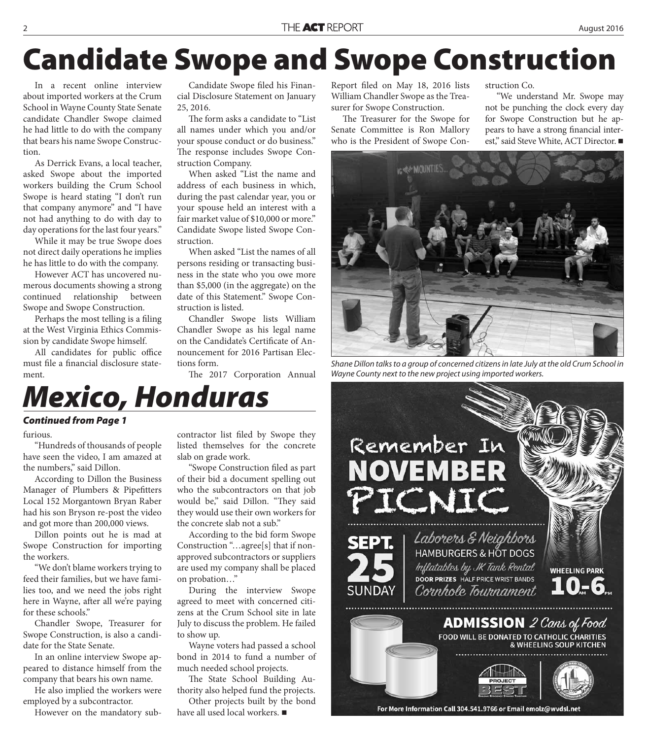# Candidate Swope and Swope Construction

In a recent online interview about imported workers at the Crum School in Wayne County State Senate candidate Chandler Swope claimed he had little to do with the company that bears his name Swope Construction.

As Derrick Evans, a local teacher, asked Swope about the imported workers building the Crum School Swope is heard stating "I don't run that company anymore" and "I have not had anything to do with day to day operations for the last four years."

While it may be true Swope does not direct daily operations he implies he has little to do with the company.

However ACT has uncovered numerous documents showing a strong continued relationship between Swope and Swope Construction.

Perhaps the most telling is a filing at the West Virginia Ethics Commission by candidate Swope himself.

All candidates for public office must file a financial disclosure statement.

Candidate Swope filed his Financial Disclosure Statement on January 25, 2016.

The form asks a candidate to "List all names under which you and/or your spouse conduct or do business." The response includes Swope Construction Company.

When asked "List the name and address of each business in which, during the past calendar year, you or your spouse held an interest with a fair market value of $10,000 or more." Candidate Swope listed Swope Construction.

When asked "List the names of all persons residing or transacting business in the state who you owe more than $5,000 (in the aggregate) on the date of this Statement." Swope Construction is listed.

Chandler Swope lists William Chandler Swope as his legal name on the Candidate's Certificate of Announcement for 2016 Partisan Elections form.

The 2017 Corporation Annual Report filed on May 18, 2016 lists William Chandler Swope as the Treasurer for Swope Construction.

The Treasurer for the Swope for Senate Committee is Ron Mallory who is the President of Swope Construction Co.

"We understand Mr. Swope may not be punching the clock every day for Swope Construction but he appears to have a strong financial interest," said Steve White, ACT Director. ■

*Shane Dillon talks to a group of concerned citizens in late July at the old Crum School in Wayne County next to the new project using imported workers.*

# *Mexico, Honduras*

***Continued from Page 1***

furious.

"Hundreds of thousands of people have seen the video, I am amazed at the numbers," said Dillon.

According to Dillon the Business Manager of Plumbers & Pipefitters Local 152 Morgantown Bryan Raber had his son Bryson re-post the video and got more than 200,000 views.

Dillon points out he is mad at Swope Construction for importing the workers.

"We don't blame workers trying to feed their families, but we have families too, and we need the jobs right here in Wayne, after all we're paying for these schools."

Chandler Swope, Treasurer for Swope Construction, is also a candidate for the State Senate.

In an online interview Swope appeared to distance himself from the company that bears his own name.

He also implied the workers were employed by a subcontractor.

However on the mandatory subcontractor list filed by Swope they listed themselves for the concrete slab on grade work.

"Swope Construction filed as part of their bid a document spelling out who the subcontractors on that job would be," said Dillon. "They said they would use their own workers for the concrete slab not a sub."

According to the bid form Swope Construction "…agree[s] that if non-approved subcontractors or suppliers are used my company shall be placed on probation…"

During the interview Swope agreed to meet with concerned citizens at the Crum School site in late July to discuss the problem. He failed to show up.

Wayne voters had passed a school bond in 2014 to fund a number of much needed school projects.

The State School Building Authority also helped fund the projects.

Other projects built by the bond have all used local workers. ■

## Remember In NOVEMBER PICNIC

**SEPT. 25 SUNDAY**

*Laborers & Neighbors*

HAMBURGERS & HOT DOGS

*Inflatables by JK Tank Rental*

**DOOR PRIZES** HALF PRICE WRIST BANDS

*Cornhole Tournament*

**WHEELING PARK 10AM-6PM**

**ADMISSION** *2 Cans of Food*

FOOD WILL BE DONATED TO CATHOLIC CHARITIES & WHEELING SOUP KITCHEN

PROJECT BEST

**For More Information Call 304.541.9766 or Email emolz@wvdsl.net**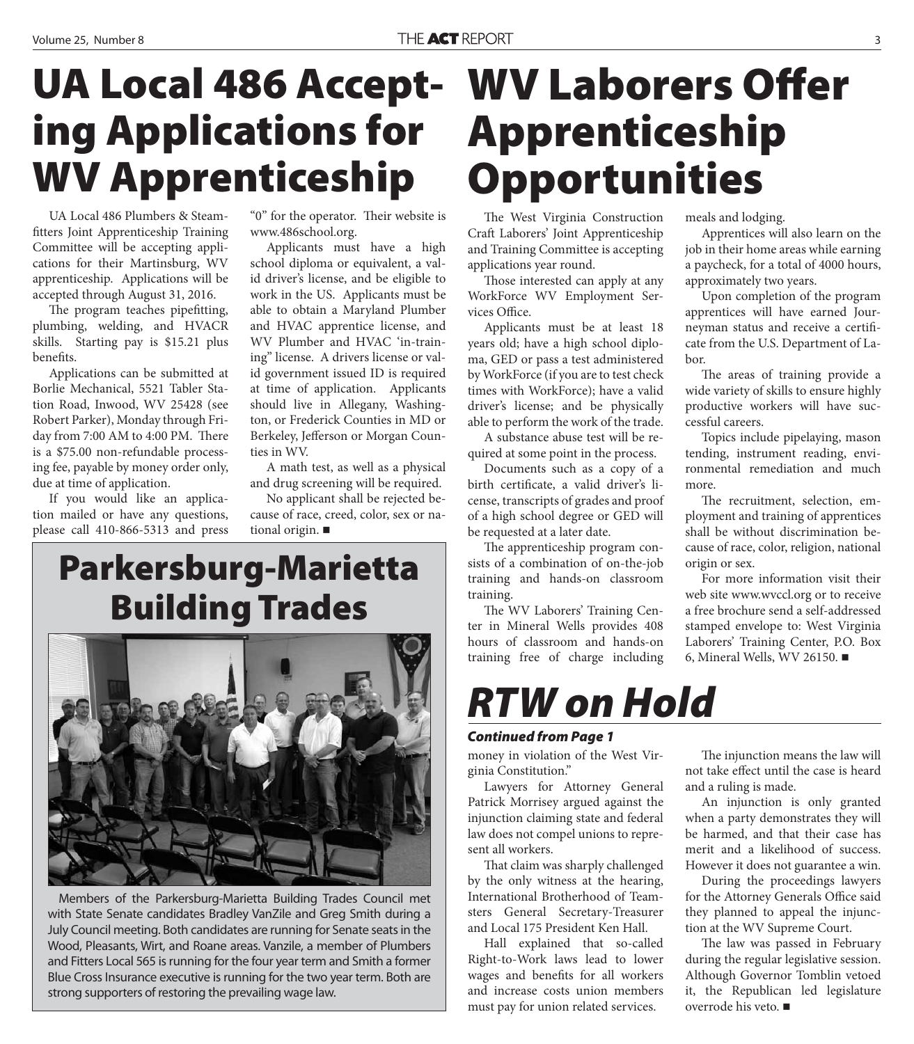# UA Local 486 Accepting Applications for WV Apprenticeship

UA Local 486 Plumbers & Steamfitters Joint Apprenticeship Training Committee will be accepting applications for their Martinsburg, WV apprenticeship. Applications will be accepted through August 31, 2016.

The program teaches pipefitting, plumbing, welding, and HVACR skills. Starting pay is $15.21 plus benefits.

Applications can be submitted at Borlie Mechanical, 5521 Tabler Station Road, Inwood, WV 25428 (see Robert Parker), Monday through Friday from 7:00 AM to 4:00 PM. There is a $75.00 non-refundable processing fee, payable by money order only, due at time of application.

If you would like an application mailed or have any questions, please call 410-866-5313 and press "0" for the operator. Their website is www.486school.org.

Applicants must have a high school diploma or equivalent, a valid driver's license, and be eligible to work in the US. Applicants must be able to obtain a Maryland Plumber and HVAC apprentice license, and WV Plumber and HVAC 'in-training" license. A drivers license or valid government issued ID is required at time of application. Applicants should live in Allegany, Washington, or Frederick Counties in MD or Berkeley, Jefferson or Morgan Counties in WV.

A math test, as well as a physical and drug screening will be required.

No applicant shall be rejected because of race, creed, color, sex or national origin. ■

# Parkersburg-Marietta Building Trades

Members of the Parkersburg-Marietta Building Trades Council met with State Senate candidates Bradley VanZile and Greg Smith during a July Council meeting. Both candidates are running for Senate seats in the Wood, Pleasants, Wirt, and Roane areas. Vanzile, a member of Plumbers and Fitters Local 565 is running for the four year term and Smith a former Blue Cross Insurance executive is running for the two year term. Both are strong supporters of restoring the prevailing wage law.

# WV Laborers Offer Apprenticeship Opportunities

The West Virginia Construction Craft Laborers' Joint Apprenticeship and Training Committee is accepting applications year round.

Those interested can apply at any WorkForce WV Employment Services Office.

Applicants must be at least 18 years old; have a high school diploma, GED or pass a test administered by WorkForce (if you are to test check times with WorkForce); have a valid driver's license; and be physically able to perform the work of the trade.

A substance abuse test will be required at some point in the process.

Documents such as a copy of a birth certificate, a valid driver's license, transcripts of grades and proof of a high school degree or GED will be requested at a later date.

The apprenticeship program consists of a combination of on-the-job training and hands-on classroom training.

The WV Laborers' Training Center in Mineral Wells provides 408 hours of classroom and hands-on training free of charge including meals and lodging.

Apprentices will also learn on the job in their home areas while earning a paycheck, for a total of 4000 hours, approximately two years.

Upon completion of the program apprentices will have earned Journeyman status and receive a certificate from the U.S. Department of Labor.

The areas of training provide a wide variety of skills to ensure highly productive workers will have successful careers.

Topics include pipelaying, mason tending, instrument reading, environmental remediation and much more.

The recruitment, selection, employment and training of apprentices shall be without discrimination because of race, color, religion, national origin or sex.

For more information visit their web site www.wvccl.org or to receive a free brochure send a self-addressed stamped envelope to: West Virginia Laborers' Training Center, P.O. Box 6, Mineral Wells, WV 26150. ■

# *RTW on Hold*

***Continued from Page 1***

money in violation of the West Virginia Constitution."

Lawyers for Attorney General Patrick Morrisey argued against the injunction claiming state and federal law does not compel unions to represent all workers.

That claim was sharply challenged by the only witness at the hearing, International Brotherhood of Teamsters General Secretary-Treasurer and Local 175 President Ken Hall.

Hall explained that so-called Right-to-Work laws lead to lower wages and benefits for all workers and increase costs union members must pay for union related services.

The injunction means the law will not take effect until the case is heard and a ruling is made.

An injunction is only granted when a party demonstrates they will be harmed, and that their case has merit and a likelihood of success. However it does not guarantee a win.

During the proceedings lawyers for the Attorney Generals Office said they planned to appeal the injunction at the WV Supreme Court.

The law was passed in February during the regular legislative session. Although Governor Tomblin vetoed it, the Republican led legislature overrode his veto. ■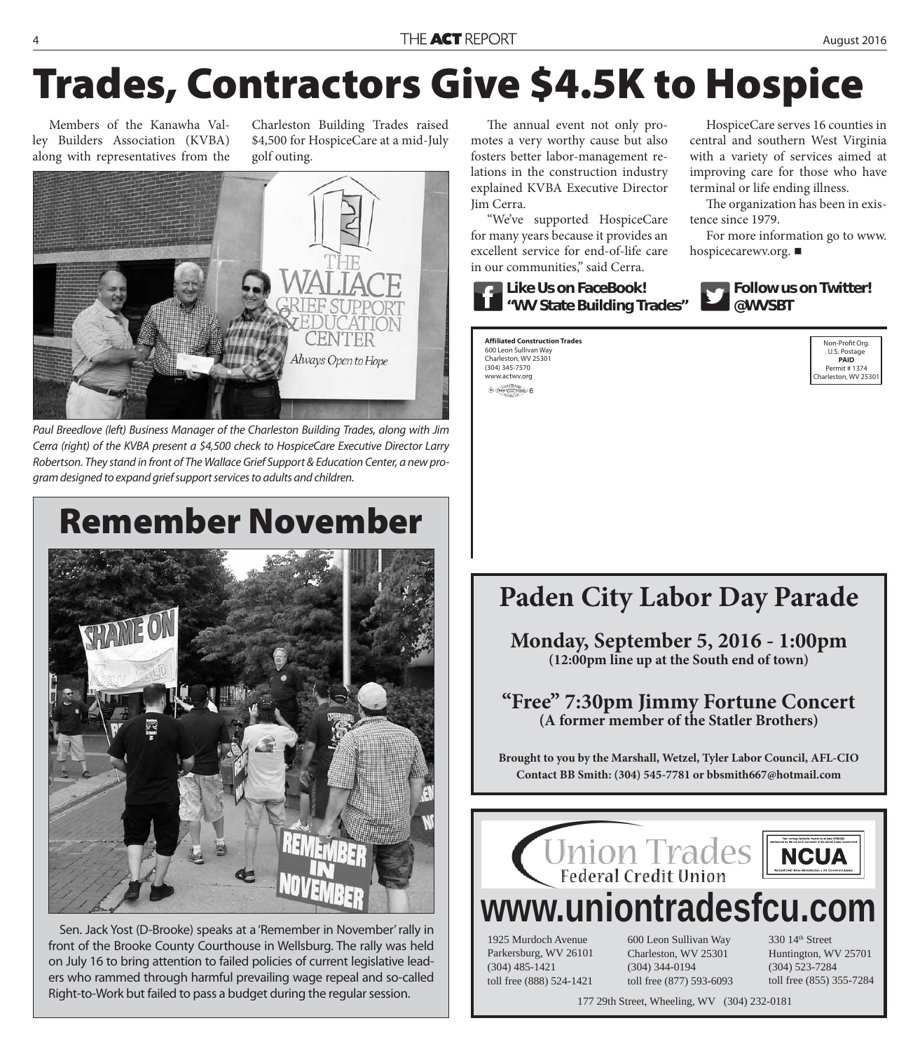# Trades, Contractors Give $4.5K to Hospice

Members of the Kanawha Valley Builders Association (KVBA) along with representatives from the Charleston Building Trades raised $4,500 for HospiceCare at a mid-July golf outing.

*Paul Breedlove (left) Business Manager of the Charleston Building Trades, along with Jim Cerra (right) of the KVBA present a $4,500 check to HospiceCare Executive Director Larry Robertson. They stand in front of The Wallace Grief Support & Education Center, a new program designed to expand grief support services to adults and children.*

The annual event not only promotes a very worthy cause but also fosters better labor-management relations in the construction industry explained KVBA Executive Director Jim Cerra.

"We've supported HospiceCare for many years because it provides an excellent service for end-of-life care in our communities," said Cerra.

HospiceCare serves 16 counties in central and southern West Virginia with a variety of services aimed at improving care for those who have terminal or life ending illness.

The organization has been in existence since 1979.

For more information go to www.hospicecarewv.org. ■

**Like Us on FaceBook! "WV State Building Trades"**

**Follow us on Twitter! @WVSBT**

**Affiliated Construction Trades**
600 Leon Sullivan Way
Charleston, WV 25301
(304) 345-7570
www.actwv.org

Non-Profit Org.
U.S. Postage
**PAID**
Permit # 1374
Charleston, WV 25301

## Remember November

Sen. Jack Yost (D-Brooke) speaks at a 'Remember in November' rally in front of the Brooke County Courthouse in Wellsburg. The rally was held on July 16 to bring attention to failed policies of current legislative leaders who rammed through harmful prevailing wage repeal and so-called Right-to-Work but failed to pass a budget during the regular session.

## Paden City Labor Day Parade

**Monday, September 5, 2016 - 1:00pm**
**(12:00pm line up at the South end of town)**

**"Free" 7:30pm Jimmy Fortune Concert**
**(A former member of the Statler Brothers)**

**Brought to you by the Marshall, Wetzel, Tyler Labor Council, AFL-CIO**
**Contact BB Smith: (304) 545-7781 or bbsmith667@hotmail.com**

Union Trades Federal Credit Union

NCUA

**www.uniontradesfcu.com**

1925 Murdoch Avenue
Parkersburg, WV 26101
(304) 485-1421
toll free (888) 524-1421

600 Leon Sullivan Way
Charleston, WV 25301
(304) 344-0194
toll free (877) 593-6093

330 14th Street
Huntington, WV 25701
(304) 523-7284
toll free (855) 355-7284

177 29th Street, Wheeling, WV (304) 232-0181